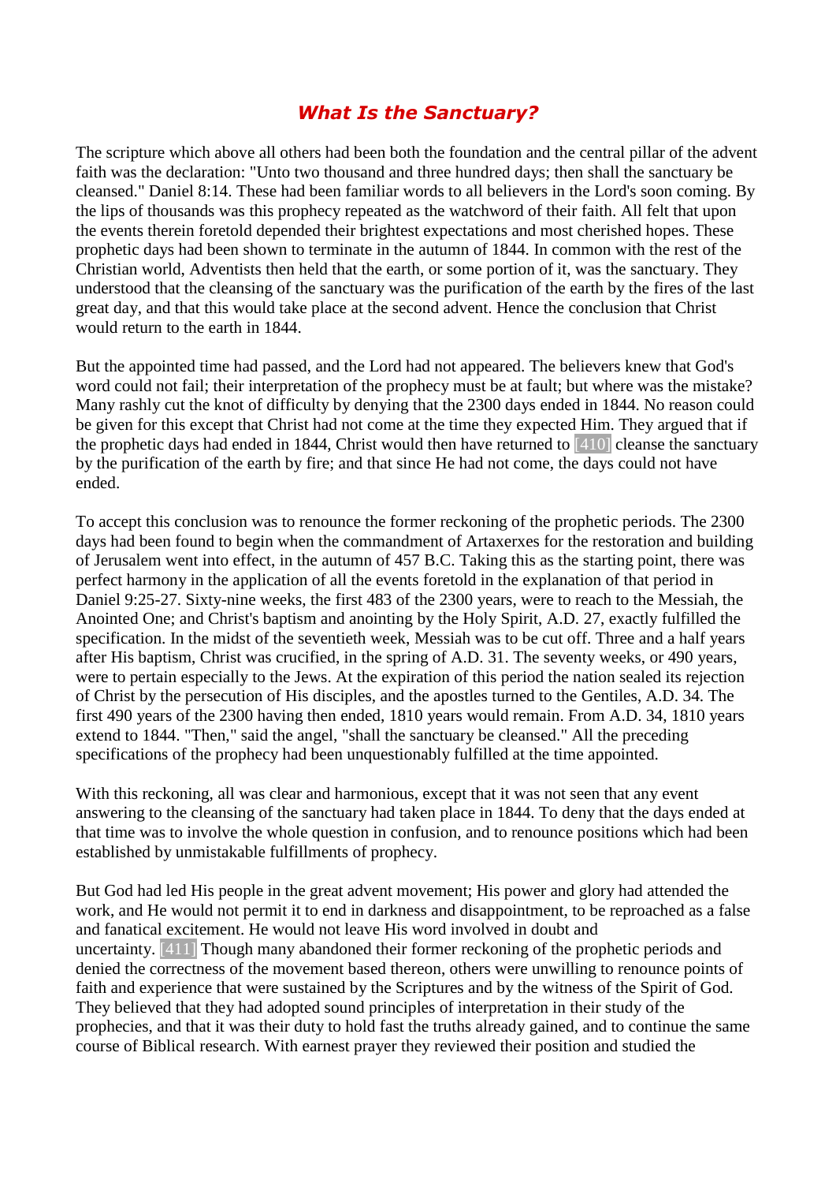# *What Is the Sanctuary?*

The scripture which above all others had been both the foundation and the central pillar of the advent faith was the declaration: "Unto two thousand and three hundred days; then shall the sanctuary be cleansed." Daniel 8:14. These had been familiar words to all believers in the Lord's soon coming. By the lips of thousands was this prophecy repeated as the watchword of their faith. All felt that upon the events therein foretold depended their brightest expectations and most cherished hopes. These prophetic days had been shown to terminate in the autumn of 1844. In common with the rest of the Christian world, Adventists then held that the earth, or some portion of it, was the sanctuary. They understood that the cleansing of the sanctuary was the purification of the earth by the fires of the last great day, and that this would take place at the second advent. Hence the conclusion that Christ would return to the earth in 1844.

But the appointed time had passed, and the Lord had not appeared. The believers knew that God's word could not fail; their interpretation of the prophecy must be at fault; but where was the mistake? Many rashly cut the knot of difficulty by denying that the 2300 days ended in 1844. No reason could be given for this except that Christ had not come at the time they expected Him. They argued that if the prophetic days had ended in 1844, Christ would then have returned to [410] cleanse the sanctuary by the purification of the earth by fire; and that since He had not come, the days could not have ended.

To accept this conclusion was to renounce the former reckoning of the prophetic periods. The 2300 days had been found to begin when the commandment of Artaxerxes for the restoration and building of Jerusalem went into effect, in the autumn of 457 B.C. Taking this as the starting point, there was perfect harmony in the application of all the events foretold in the explanation of that period in Daniel 9:25-27. Sixty-nine weeks, the first 483 of the 2300 years, were to reach to the Messiah, the Anointed One; and Christ's baptism and anointing by the Holy Spirit, A.D. 27, exactly fulfilled the specification. In the midst of the seventieth week, Messiah was to be cut off. Three and a half years after His baptism, Christ was crucified, in the spring of A.D. 31. The seventy weeks, or 490 years, were to pertain especially to the Jews. At the expiration of this period the nation sealed its rejection of Christ by the persecution of His disciples, and the apostles turned to the Gentiles, A.D. 34. The first 490 years of the 2300 having then ended, 1810 years would remain. From A.D. 34, 1810 years extend to 1844. "Then," said the angel, "shall the sanctuary be cleansed." All the preceding specifications of the prophecy had been unquestionably fulfilled at the time appointed.

With this reckoning, all was clear and harmonious, except that it was not seen that any event answering to the cleansing of the sanctuary had taken place in 1844. To deny that the days ended at that time was to involve the whole question in confusion, and to renounce positions which had been established by unmistakable fulfillments of prophecy.

But God had led His people in the great advent movement; His power and glory had attended the work, and He would not permit it to end in darkness and disappointment, to be reproached as a false and fanatical excitement. He would not leave His word involved in doubt and uncertainty. [411] Though many abandoned their former reckoning of the prophetic periods and denied the correctness of the movement based thereon, others were unwilling to renounce points of faith and experience that were sustained by the Scriptures and by the witness of the Spirit of God. They believed that they had adopted sound principles of interpretation in their study of the prophecies, and that it was their duty to hold fast the truths already gained, and to continue the same course of Biblical research. With earnest prayer they reviewed their position and studied the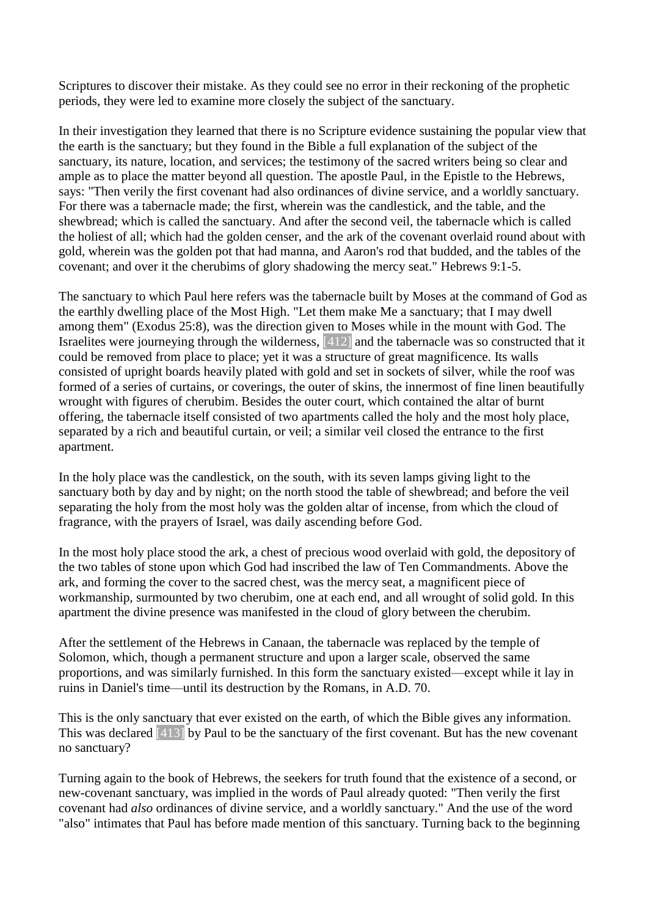Scriptures to discover their mistake. As they could see no error in their reckoning of the prophetic periods, they were led to examine more closely the subject of the sanctuary.

In their investigation they learned that there is no Scripture evidence sustaining the popular view that the earth is the sanctuary; but they found in the Bible a full explanation of the subject of the sanctuary, its nature, location, and services; the testimony of the sacred writers being so clear and ample as to place the matter beyond all question. The apostle Paul, in the Epistle to the Hebrews, says: "Then verily the first covenant had also ordinances of divine service, and a worldly sanctuary. For there was a tabernacle made; the first, wherein was the candlestick, and the table, and the shewbread; which is called the sanctuary. And after the second veil, the tabernacle which is called the holiest of all; which had the golden censer, and the ark of the covenant overlaid round about with gold, wherein was the golden pot that had manna, and Aaron's rod that budded, and the tables of the covenant; and over it the cherubims of glory shadowing the mercy seat." Hebrews 9:1-5.

The sanctuary to which Paul here refers was the tabernacle built by Moses at the command of God as the earthly dwelling place of the Most High. "Let them make Me a sanctuary; that I may dwell among them" (Exodus 25:8), was the direction given to Moses while in the mount with God. The Israelites were journeying through the wilderness, [412] and the tabernacle was so constructed that it could be removed from place to place; yet it was a structure of great magnificence. Its walls consisted of upright boards heavily plated with gold and set in sockets of silver, while the roof was formed of a series of curtains, or coverings, the outer of skins, the innermost of fine linen beautifully wrought with figures of cherubim. Besides the outer court, which contained the altar of burnt offering, the tabernacle itself consisted of two apartments called the holy and the most holy place, separated by a rich and beautiful curtain, or veil; a similar veil closed the entrance to the first apartment.

In the holy place was the candlestick, on the south, with its seven lamps giving light to the sanctuary both by day and by night; on the north stood the table of shewbread; and before the veil separating the holy from the most holy was the golden altar of incense, from which the cloud of fragrance, with the prayers of Israel, was daily ascending before God.

In the most holy place stood the ark, a chest of precious wood overlaid with gold, the depository of the two tables of stone upon which God had inscribed the law of Ten Commandments. Above the ark, and forming the cover to the sacred chest, was the mercy seat, a magnificent piece of workmanship, surmounted by two cherubim, one at each end, and all wrought of solid gold. In this apartment the divine presence was manifested in the cloud of glory between the cherubim.

After the settlement of the Hebrews in Canaan, the tabernacle was replaced by the temple of Solomon, which, though a permanent structure and upon a larger scale, observed the same proportions, and was similarly furnished. In this form the sanctuary existed—except while it lay in ruins in Daniel's time—until its destruction by the Romans, in A.D. 70.

This is the only sanctuary that ever existed on the earth, of which the Bible gives any information. This was declared [413] by Paul to be the sanctuary of the first covenant. But has the new covenant no sanctuary?

Turning again to the book of Hebrews, the seekers for truth found that the existence of a second, or new-covenant sanctuary, was implied in the words of Paul already quoted: "Then verily the first covenant had *also* ordinances of divine service, and a worldly sanctuary." And the use of the word "also" intimates that Paul has before made mention of this sanctuary. Turning back to the beginning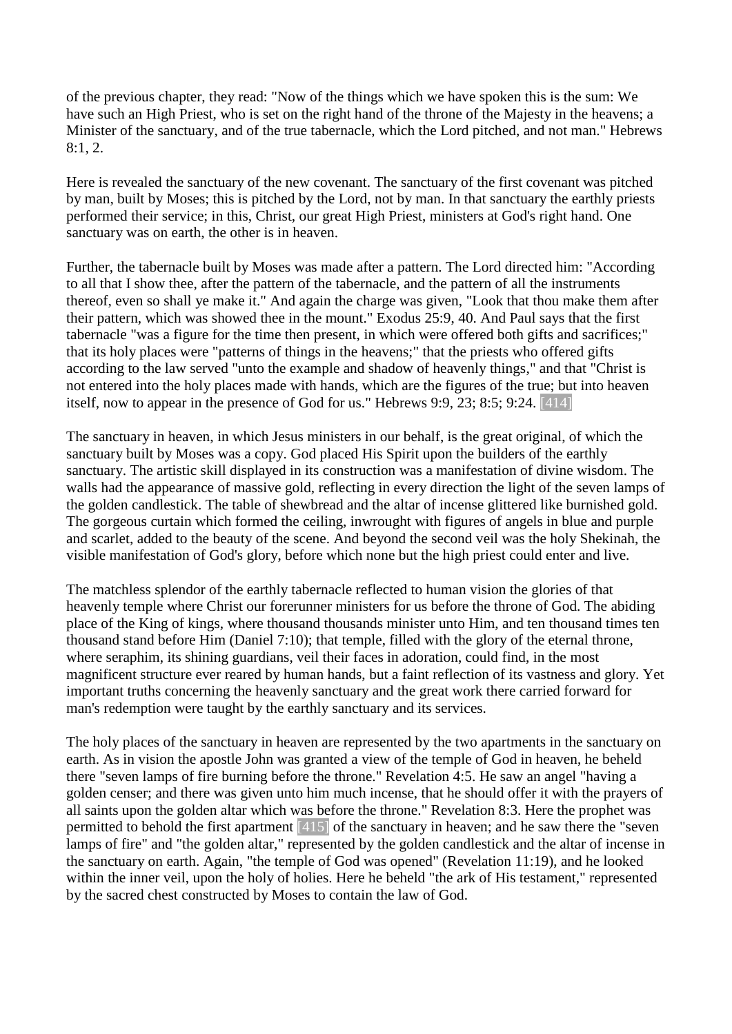of the previous chapter, they read: "Now of the things which we have spoken this is the sum: We have such an High Priest, who is set on the right hand of the throne of the Majesty in the heavens; a Minister of the sanctuary, and of the true tabernacle, which the Lord pitched, and not man." Hebrews 8:1, 2.

Here is revealed the sanctuary of the new covenant. The sanctuary of the first covenant was pitched by man, built by Moses; this is pitched by the Lord, not by man. In that sanctuary the earthly priests performed their service; in this, Christ, our great High Priest, ministers at God's right hand. One sanctuary was on earth, the other is in heaven.

Further, the tabernacle built by Moses was made after a pattern. The Lord directed him: "According to all that I show thee, after the pattern of the tabernacle, and the pattern of all the instruments thereof, even so shall ye make it." And again the charge was given, "Look that thou make them after their pattern, which was showed thee in the mount." Exodus 25:9, 40. And Paul says that the first tabernacle "was a figure for the time then present, in which were offered both gifts and sacrifices;" that its holy places were "patterns of things in the heavens;" that the priests who offered gifts according to the law served "unto the example and shadow of heavenly things," and that "Christ is not entered into the holy places made with hands, which are the figures of the true; but into heaven itself, now to appear in the presence of God for us." Hebrews 9:9, 23; 8:5; 9:24. [414]

The sanctuary in heaven, in which Jesus ministers in our behalf, is the great original, of which the sanctuary built by Moses was a copy. God placed His Spirit upon the builders of the earthly sanctuary. The artistic skill displayed in its construction was a manifestation of divine wisdom. The walls had the appearance of massive gold, reflecting in every direction the light of the seven lamps of the golden candlestick. The table of shewbread and the altar of incense glittered like burnished gold. The gorgeous curtain which formed the ceiling, inwrought with figures of angels in blue and purple and scarlet, added to the beauty of the scene. And beyond the second veil was the holy Shekinah, the visible manifestation of God's glory, before which none but the high priest could enter and live.

The matchless splendor of the earthly tabernacle reflected to human vision the glories of that heavenly temple where Christ our forerunner ministers for us before the throne of God. The abiding place of the King of kings, where thousand thousands minister unto Him, and ten thousand times ten thousand stand before Him (Daniel 7:10); that temple, filled with the glory of the eternal throne, where seraphim, its shining guardians, veil their faces in adoration, could find, in the most magnificent structure ever reared by human hands, but a faint reflection of its vastness and glory. Yet important truths concerning the heavenly sanctuary and the great work there carried forward for man's redemption were taught by the earthly sanctuary and its services.

The holy places of the sanctuary in heaven are represented by the two apartments in the sanctuary on earth. As in vision the apostle John was granted a view of the temple of God in heaven, he beheld there "seven lamps of fire burning before the throne." Revelation 4:5. He saw an angel "having a golden censer; and there was given unto him much incense, that he should offer it with the prayers of all saints upon the golden altar which was before the throne." Revelation 8:3. Here the prophet was permitted to behold the first apartment [415] of the sanctuary in heaven; and he saw there the "seven lamps of fire" and "the golden altar," represented by the golden candlestick and the altar of incense in the sanctuary on earth. Again, "the temple of God was opened" (Revelation 11:19), and he looked within the inner veil, upon the holy of holies. Here he beheld "the ark of His testament," represented by the sacred chest constructed by Moses to contain the law of God.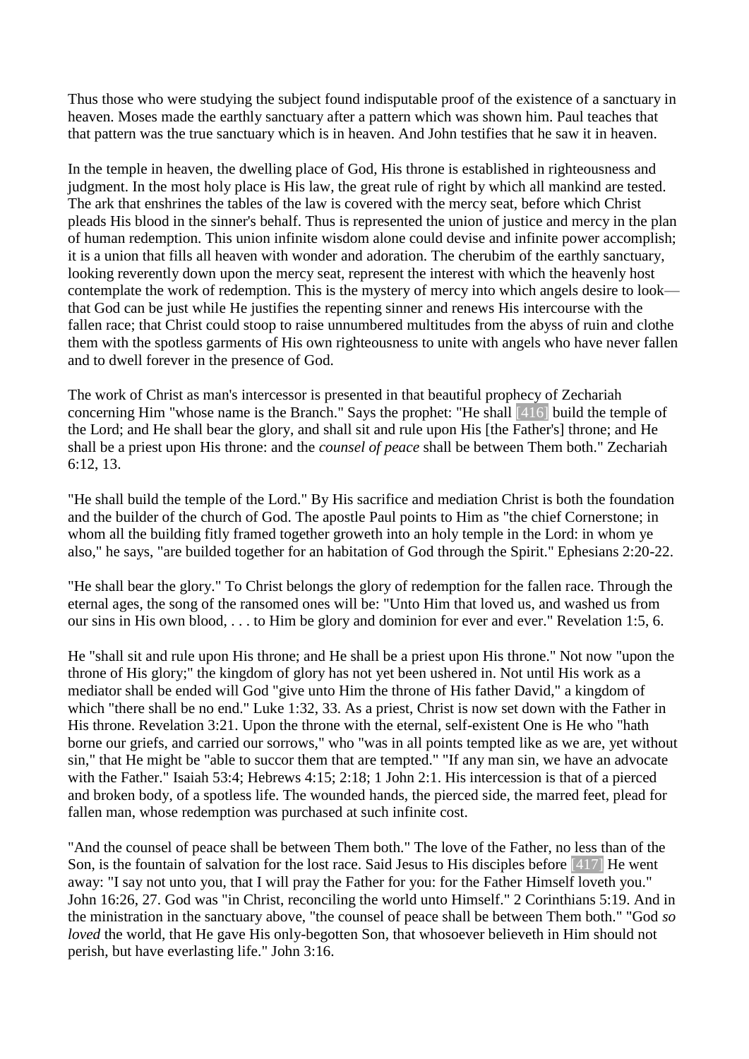Thus those who were studying the subject found indisputable proof of the existence of a sanctuary in heaven. Moses made the earthly sanctuary after a pattern which was shown him. Paul teaches that that pattern was the true sanctuary which is in heaven. And John testifies that he saw it in heaven.

In the temple in heaven, the dwelling place of God, His throne is established in righteousness and judgment. In the most holy place is His law, the great rule of right by which all mankind are tested. The ark that enshrines the tables of the law is covered with the mercy seat, before which Christ pleads His blood in the sinner's behalf. Thus is represented the union of justice and mercy in the plan of human redemption. This union infinite wisdom alone could devise and infinite power accomplish; it is a union that fills all heaven with wonder and adoration. The cherubim of the earthly sanctuary, looking reverently down upon the mercy seat, represent the interest with which the heavenly host contemplate the work of redemption. This is the mystery of mercy into which angels desire to look—that God can be just while He justifies the repenting sinner and renews His intercourse with the fallen race; that Christ could stoop to raise unnumbered multitudes from the abyss of ruin and clothe them with the spotless garments of His own righteousness to unite with angels who have never fallen and to dwell forever in the presence of God.

The work of Christ as man's intercessor is presented in that beautiful prophecy of Zechariah concerning Him "whose name is the Branch." Says the prophet: "He shall [416] build the temple of the Lord; and He shall bear the glory, and shall sit and rule upon His [the Father's] throne; and He shall be a priest upon His throne: and the *counsel of peace* shall be between Them both." Zechariah 6:12, 13.

"He shall build the temple of the Lord." By His sacrifice and mediation Christ is both the foundation and the builder of the church of God. The apostle Paul points to Him as "the chief Cornerstone; in whom all the building fitly framed together groweth into an holy temple in the Lord: in whom ye also," he says, "are builded together for an habitation of God through the Spirit." Ephesians 2:20-22.

"He shall bear the glory." To Christ belongs the glory of redemption for the fallen race. Through the eternal ages, the song of the ransomed ones will be: "Unto Him that loved us, and washed us from our sins in His own blood, . . . to Him be glory and dominion for ever and ever." Revelation 1:5, 6.

He "shall sit and rule upon His throne; and He shall be a priest upon His throne." Not now "upon the throne of His glory;" the kingdom of glory has not yet been ushered in. Not until His work as a mediator shall be ended will God "give unto Him the throne of His father David," a kingdom of which "there shall be no end." Luke 1:32, 33. As a priest, Christ is now set down with the Father in His throne. Revelation 3:21. Upon the throne with the eternal, self-existent One is He who "hath borne our griefs, and carried our sorrows," who "was in all points tempted like as we are, yet without sin," that He might be "able to succor them that are tempted." "If any man sin, we have an advocate with the Father." Isaiah 53:4; Hebrews 4:15; 2:18; 1 John 2:1. His intercession is that of a pierced and broken body, of a spotless life. The wounded hands, the pierced side, the marred feet, plead for fallen man, whose redemption was purchased at such infinite cost.

"And the counsel of peace shall be between Them both." The love of the Father, no less than of the Son, is the fountain of salvation for the lost race. Said Jesus to His disciples before [417] He went away: "I say not unto you, that I will pray the Father for you: for the Father Himself loveth you." John 16:26, 27. God was "in Christ, reconciling the world unto Himself." 2 Corinthians 5:19. And in the ministration in the sanctuary above, "the counsel of peace shall be between Them both." "God *so loved* the world, that He gave His only-begotten Son, that whosoever believeth in Him should not perish, but have everlasting life." John 3:16.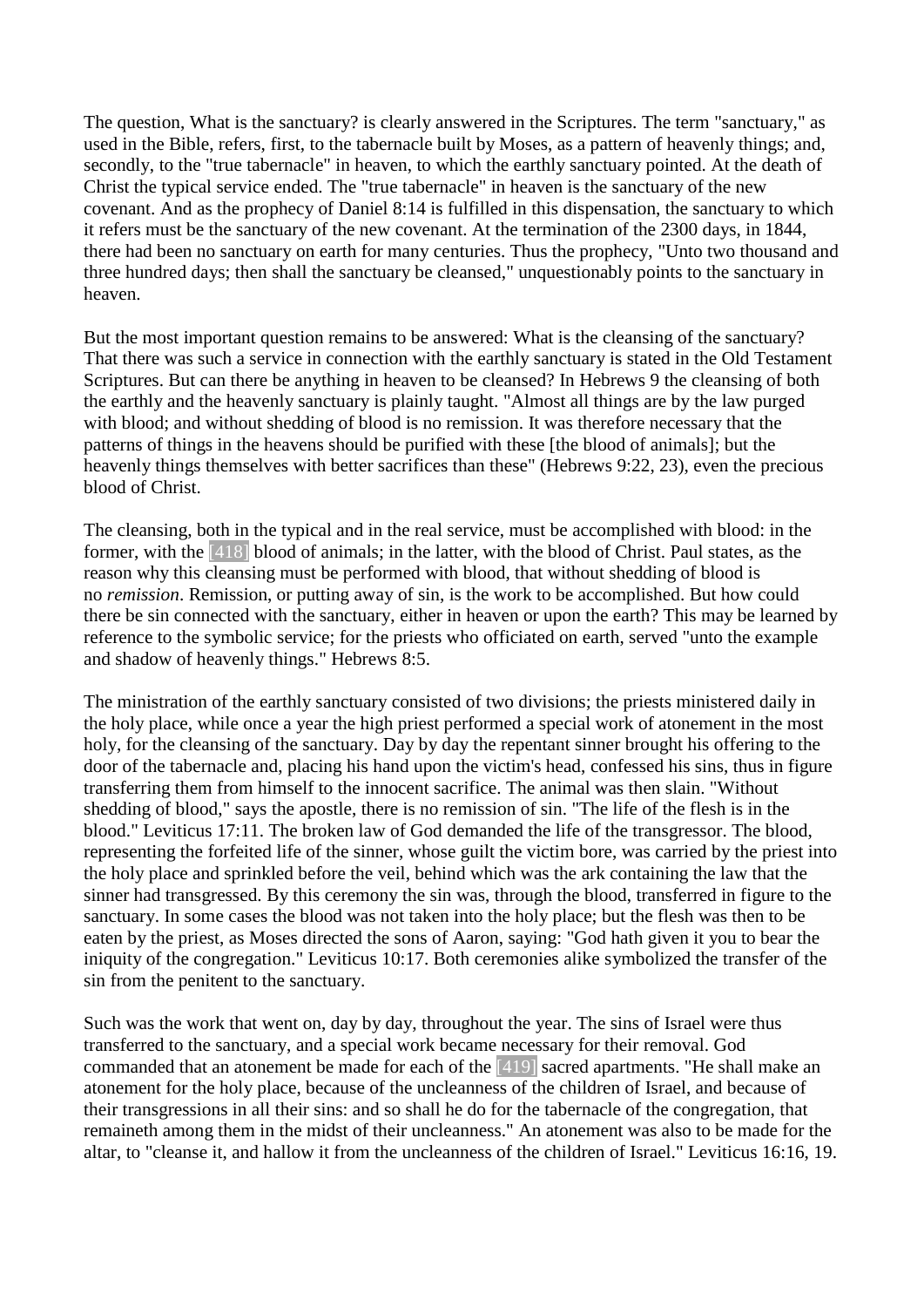The question, What is the sanctuary? is clearly answered in the Scriptures. The term "sanctuary," as used in the Bible, refers, first, to the tabernacle built by Moses, as a pattern of heavenly things; and, secondly, to the "true tabernacle" in heaven, to which the earthly sanctuary pointed. At the death of Christ the typical service ended. The "true tabernacle" in heaven is the sanctuary of the new covenant. And as the prophecy of Daniel 8:14 is fulfilled in this dispensation, the sanctuary to which it refers must be the sanctuary of the new covenant. At the termination of the 2300 days, in 1844, there had been no sanctuary on earth for many centuries. Thus the prophecy, "Unto two thousand and three hundred days; then shall the sanctuary be cleansed," unquestionably points to the sanctuary in heaven.

But the most important question remains to be answered: What is the cleansing of the sanctuary? That there was such a service in connection with the earthly sanctuary is stated in the Old Testament Scriptures. But can there be anything in heaven to be cleansed? In Hebrews 9 the cleansing of both the earthly and the heavenly sanctuary is plainly taught. "Almost all things are by the law purged with blood; and without shedding of blood is no remission. It was therefore necessary that the patterns of things in the heavens should be purified with these [the blood of animals]; but the heavenly things themselves with better sacrifices than these" (Hebrews 9:22, 23), even the precious blood of Christ.

The cleansing, both in the typical and in the real service, must be accomplished with blood: in the former, with the [418] blood of animals; in the latter, with the blood of Christ. Paul states, as the reason why this cleansing must be performed with blood, that without shedding of blood is no *remission*. Remission, or putting away of sin, is the work to be accomplished. But how could there be sin connected with the sanctuary, either in heaven or upon the earth? This may be learned by reference to the symbolic service; for the priests who officiated on earth, served "unto the example and shadow of heavenly things." Hebrews 8:5.

The ministration of the earthly sanctuary consisted of two divisions; the priests ministered daily in the holy place, while once a year the high priest performed a special work of atonement in the most holy, for the cleansing of the sanctuary. Day by day the repentant sinner brought his offering to the door of the tabernacle and, placing his hand upon the victim's head, confessed his sins, thus in figure transferring them from himself to the innocent sacrifice. The animal was then slain. "Without shedding of blood," says the apostle, there is no remission of sin. "The life of the flesh is in the blood." Leviticus 17:11. The broken law of God demanded the life of the transgressor. The blood, representing the forfeited life of the sinner, whose guilt the victim bore, was carried by the priest into the holy place and sprinkled before the veil, behind which was the ark containing the law that the sinner had transgressed. By this ceremony the sin was, through the blood, transferred in figure to the sanctuary. In some cases the blood was not taken into the holy place; but the flesh was then to be eaten by the priest, as Moses directed the sons of Aaron, saying: "God hath given it you to bear the iniquity of the congregation." Leviticus 10:17. Both ceremonies alike symbolized the transfer of the sin from the penitent to the sanctuary.

Such was the work that went on, day by day, throughout the year. The sins of Israel were thus transferred to the sanctuary, and a special work became necessary for their removal. God commanded that an atonement be made for each of the [419] sacred apartments. "He shall make an atonement for the holy place, because of the uncleanness of the children of Israel, and because of their transgressions in all their sins: and so shall he do for the tabernacle of the congregation, that remaineth among them in the midst of their uncleanness." An atonement was also to be made for the altar, to "cleanse it, and hallow it from the uncleanness of the children of Israel." Leviticus 16:16, 19.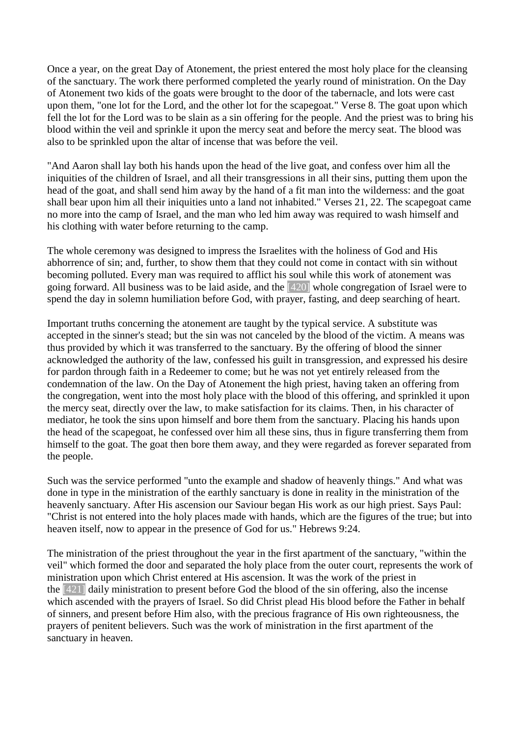Once a year, on the great Day of Atonement, the priest entered the most holy place for the cleansing of the sanctuary. The work there performed completed the yearly round of ministration. On the Day of Atonement two kids of the goats were brought to the door of the tabernacle, and lots were cast upon them, "one lot for the Lord, and the other lot for the scapegoat." Verse 8. The goat upon which fell the lot for the Lord was to be slain as a sin offering for the people. And the priest was to bring his blood within the veil and sprinkle it upon the mercy seat and before the mercy seat. The blood was also to be sprinkled upon the altar of incense that was before the veil.

"And Aaron shall lay both his hands upon the head of the live goat, and confess over him all the iniquities of the children of Israel, and all their transgressions in all their sins, putting them upon the head of the goat, and shall send him away by the hand of a fit man into the wilderness: and the goat shall bear upon him all their iniquities unto a land not inhabited." Verses 21, 22. The scapegoat came no more into the camp of Israel, and the man who led him away was required to wash himself and his clothing with water before returning to the camp.

The whole ceremony was designed to impress the Israelites with the holiness of God and His abhorrence of sin; and, further, to show them that they could not come in contact with sin without becoming polluted. Every man was required to afflict his soul while this work of atonement was going forward. All business was to be laid aside, and the [420] whole congregation of Israel were to spend the day in solemn humiliation before God, with prayer, fasting, and deep searching of heart.

Important truths concerning the atonement are taught by the typical service. A substitute was accepted in the sinner's stead; but the sin was not canceled by the blood of the victim. A means was thus provided by which it was transferred to the sanctuary. By the offering of blood the sinner acknowledged the authority of the law, confessed his guilt in transgression, and expressed his desire for pardon through faith in a Redeemer to come; but he was not yet entirely released from the condemnation of the law. On the Day of Atonement the high priest, having taken an offering from the congregation, went into the most holy place with the blood of this offering, and sprinkled it upon the mercy seat, directly over the law, to make satisfaction for its claims. Then, in his character of mediator, he took the sins upon himself and bore them from the sanctuary. Placing his hands upon the head of the scapegoat, he confessed over him all these sins, thus in figure transferring them from himself to the goat. The goat then bore them away, and they were regarded as forever separated from the people.

Such was the service performed "unto the example and shadow of heavenly things." And what was done in type in the ministration of the earthly sanctuary is done in reality in the ministration of the heavenly sanctuary. After His ascension our Saviour began His work as our high priest. Says Paul: "Christ is not entered into the holy places made with hands, which are the figures of the true; but into heaven itself, now to appear in the presence of God for us." Hebrews 9:24.

The ministration of the priest throughout the year in the first apartment of the sanctuary, "within the veil" which formed the door and separated the holy place from the outer court, represents the work of ministration upon which Christ entered at His ascension. It was the work of the priest in the [421] daily ministration to present before God the blood of the sin offering, also the incense which ascended with the prayers of Israel. So did Christ plead His blood before the Father in behalf of sinners, and present before Him also, with the precious fragrance of His own righteousness, the prayers of penitent believers. Such was the work of ministration in the first apartment of the sanctuary in heaven.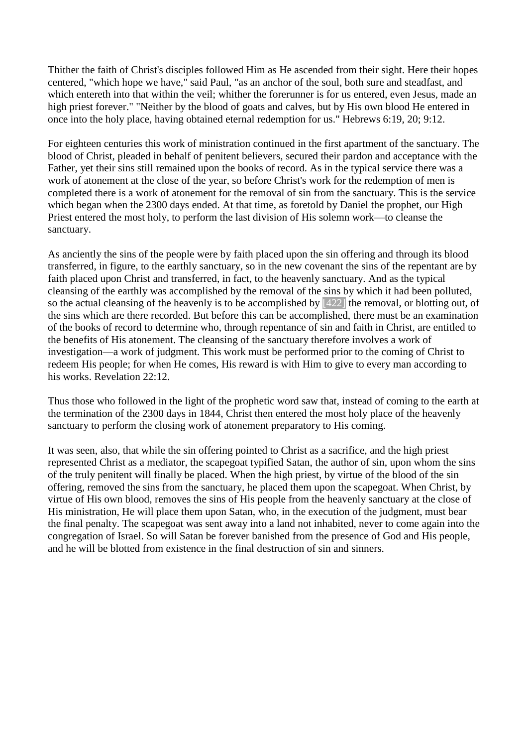Thither the faith of Christ's disciples followed Him as He ascended from their sight. Here their hopes centered, "which hope we have," said Paul, "as an anchor of the soul, both sure and steadfast, and which entereth into that within the veil; whither the forerunner is for us entered, even Jesus, made an high priest forever." "Neither by the blood of goats and calves, but by His own blood He entered in once into the holy place, having obtained eternal redemption for us." Hebrews 6:19, 20; 9:12.

For eighteen centuries this work of ministration continued in the first apartment of the sanctuary. The blood of Christ, pleaded in behalf of penitent believers, secured their pardon and acceptance with the Father, yet their sins still remained upon the books of record. As in the typical service there was a work of atonement at the close of the year, so before Christ's work for the redemption of men is completed there is a work of atonement for the removal of sin from the sanctuary. This is the service which began when the 2300 days ended. At that time, as foretold by Daniel the prophet, our High Priest entered the most holy, to perform the last division of His solemn work—to cleanse the sanctuary.

As anciently the sins of the people were by faith placed upon the sin offering and through its blood transferred, in figure, to the earthly sanctuary, so in the new covenant the sins of the repentant are by faith placed upon Christ and transferred, in fact, to the heavenly sanctuary. And as the typical cleansing of the earthly was accomplished by the removal of the sins by which it had been polluted, so the actual cleansing of the heavenly is to be accomplished by [422] the removal, or blotting out, of the sins which are there recorded. But before this can be accomplished, there must be an examination of the books of record to determine who, through repentance of sin and faith in Christ, are entitled to the benefits of His atonement. The cleansing of the sanctuary therefore involves a work of investigation—a work of judgment. This work must be performed prior to the coming of Christ to redeem His people; for when He comes, His reward is with Him to give to every man according to his works. Revelation 22:12.

Thus those who followed in the light of the prophetic word saw that, instead of coming to the earth at the termination of the 2300 days in 1844, Christ then entered the most holy place of the heavenly sanctuary to perform the closing work of atonement preparatory to His coming.

It was seen, also, that while the sin offering pointed to Christ as a sacrifice, and the high priest represented Christ as a mediator, the scapegoat typified Satan, the author of sin, upon whom the sins of the truly penitent will finally be placed. When the high priest, by virtue of the blood of the sin offering, removed the sins from the sanctuary, he placed them upon the scapegoat. When Christ, by virtue of His own blood, removes the sins of His people from the heavenly sanctuary at the close of His ministration, He will place them upon Satan, who, in the execution of the judgment, must bear the final penalty. The scapegoat was sent away into a land not inhabited, never to come again into the congregation of Israel. So will Satan be forever banished from the presence of God and His people, and he will be blotted from existence in the final destruction of sin and sinners.